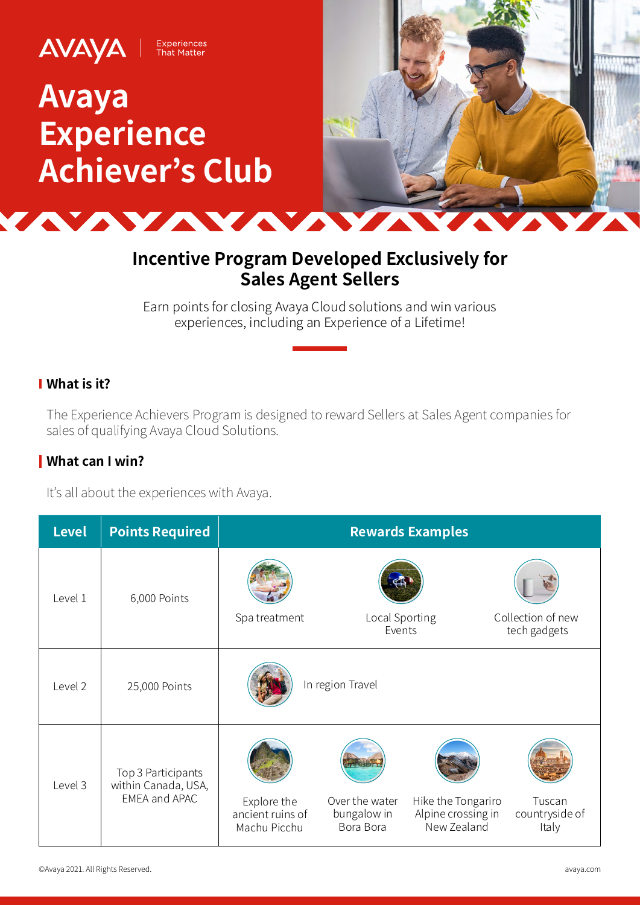AVAYA | Experiences That Matter

# Avaya Experience Achiever's Club

## Incentive Program Developed Exclusively for Sales Agent Sellers

Earn points for closing Avaya Cloud solutions and win various experiences, including an Experience of a Lifetime!

### What is it?

The Experience Achievers Program is designed to reward Sellers at Sales Agent companies for sales of qualifying Avaya Cloud Solutions.

### What can I win?

It's all about the experiences with Avaya.

| Level | Points Required | Rewards Examples | | | |
|---|---|---|---|---|---|
| Level 1 | 6,000 Points | Spa treatment | Local Sporting Events | Collection of new tech gadgets | |
| Level 2 | 25,000 Points | In region Travel | | | |
| Level 3 | Top 3 Participants within Canada, USA, EMEA and APAC | Explore the ancient ruins of Machu Picchu | Over the water bungalow in Bora Bora | Hike the Tongariro Alpine crossing in New Zealand | Tuscan countryside of Italy |

©Avaya 2021. All Rights Reserved.

avaya.com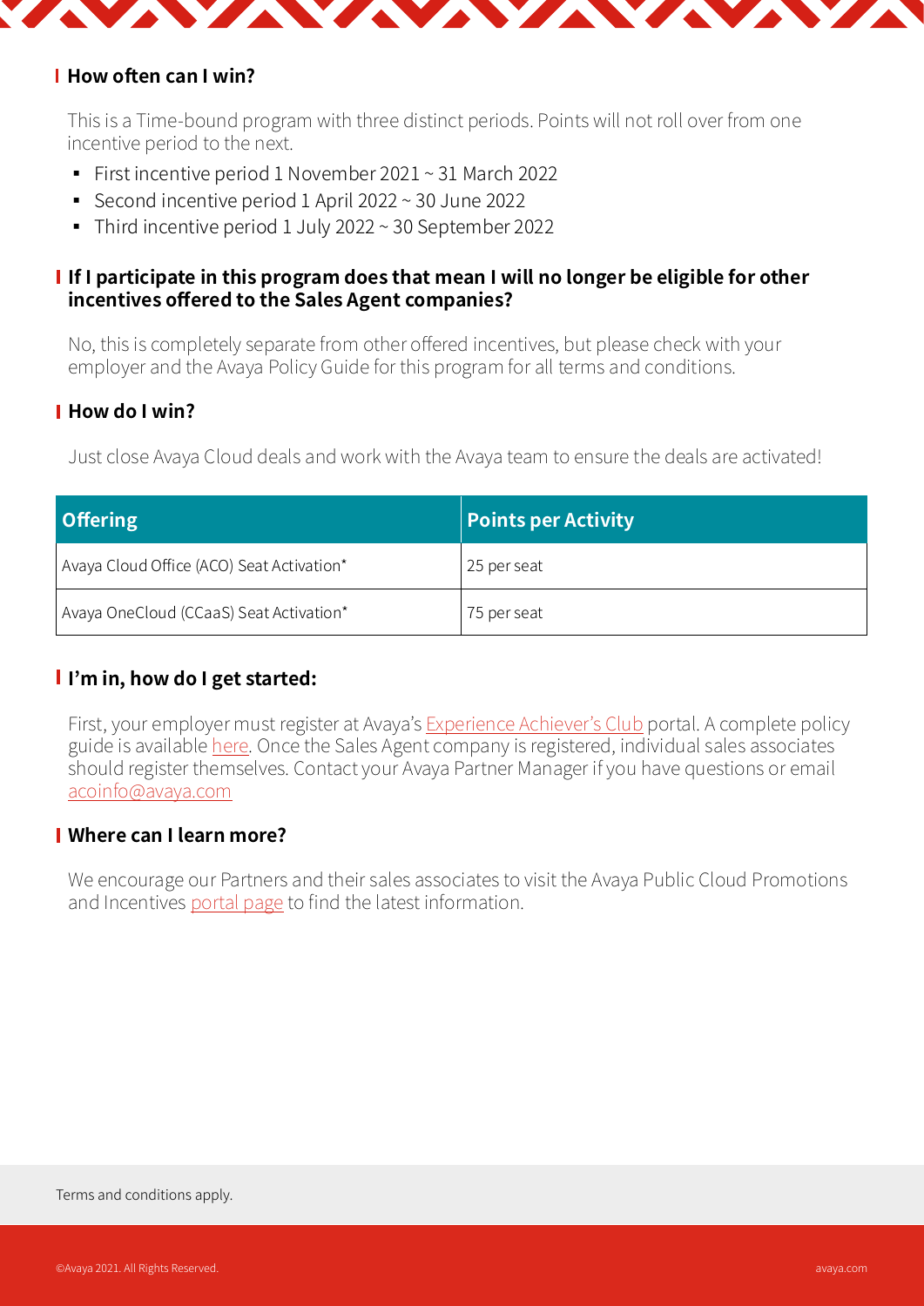## How often can I win?

This is a Time-bound program with three distinct periods. Points will not roll over from one incentive period to the next.

- First incentive period 1 November 2021 ~ 31 March 2022
- Second incentive period 1 April 2022 ~ 30 June 2022
- Third incentive period 1 July 2022 ~ 30 September 2022

## If I participate in this program does that mean I will no longer be eligible for other incentives offered to the Sales Agent companies?

No, this is completely separate from other offered incentives, but please check with your employer and the Avaya Policy Guide for this program for all terms and conditions.

## How do I win?

Just close Avaya Cloud deals and work with the Avaya team to ensure the deals are activated!

| Offering | Points per Activity |
|---|---|
| Avaya Cloud Office (ACO) Seat Activation* | 25 per seat |
| Avaya OneCloud (CCaaS) Seat Activation* | 75 per seat |

## I'm in, how do I get started:

First, your employer must register at Avaya's Experience Achiever's Club portal. A complete policy guide is available here. Once the Sales Agent company is registered, individual sales associates should register themselves. Contact your Avaya Partner Manager if you have questions or email acoinfo@avaya.com

## Where can I learn more?

We encourage our Partners and their sales associates to visit the Avaya Public Cloud Promotions and Incentives portal page to find the latest information.

Terms and conditions apply.

©Avaya 2021. All Rights Reserved.

avaya.com